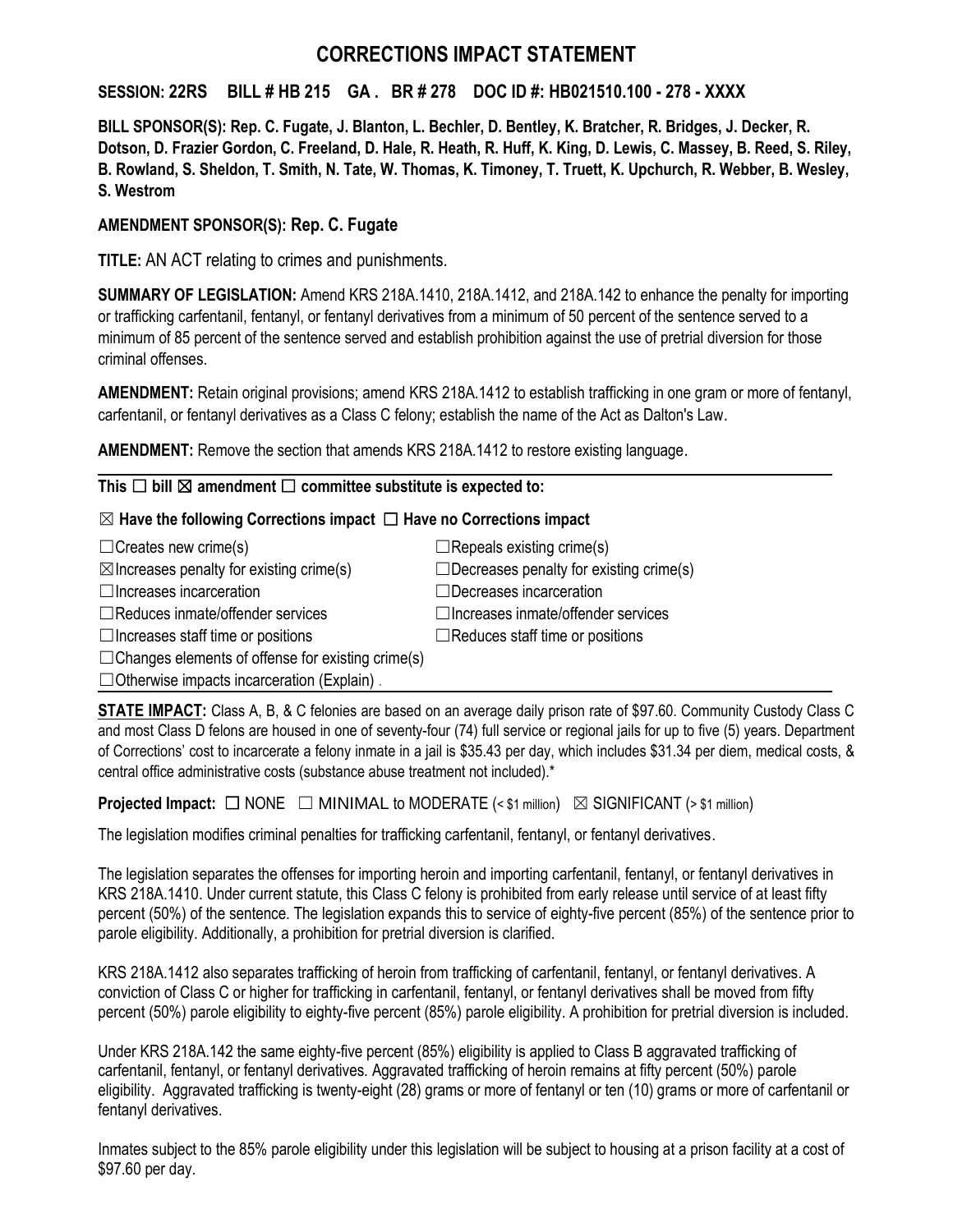# CORRECTIONS IMPACT STATEMENT

**SESSION: 22RS BILL # HB 215 GA . BR # 278 DOC ID #: HB021510.100 - 278 - XXXX**

**BILL SPONSOR(S): Rep. C. Fugate, J. Blanton, L. Bechler, D. Bentley, K. Bratcher, R. Bridges, J. Decker, R. Dotson, D. Frazier Gordon, C. Freeland, D. Hale, R. Heath, R. Huff, K. King, D. Lewis, C. Massey, B. Reed, S. Riley, B. Rowland, S. Sheldon, T. Smith, N. Tate, W. Thomas, K. Timoney, T. Truett, K. Upchurch, R. Webber, B. Wesley, S. Westrom**

**AMENDMENT SPONSOR(S): Rep. C. Fugate**

**TITLE:** AN ACT relating to crimes and punishments.

**SUMMARY OF LEGISLATION:** Amend KRS 218A.1410, 218A.1412, and 218A.142 to enhance the penalty for importing or trafficking carfentanil, fentanyl, or fentanyl derivatives from a minimum of 50 percent of the sentence served to a minimum of 85 percent of the sentence served and establish prohibition against the use of pretrial diversion for those criminal offenses.

**AMENDMENT:** Retain original provisions; amend KRS 218A.1412 to establish trafficking in one gram or more of fentanyl, carfentanil, or fentanyl derivatives as a Class C felony; establish the name of the Act as Dalton's Law.

**AMENDMENT:** Remove the section that amends KRS 218A.1412 to restore existing language.

**This ☐ bill ☒ amendment ☐ committee substitute is expected to:**

**☒ Have the following Corrections impact ☐ Have no Corrections impact**

| | |
|---|---|
| ☐Creates new crime(s) | ☐Repeals existing crime(s) |
| ☒Increases penalty for existing crime(s) | ☐Decreases penalty for existing crime(s) |
| ☐Increases incarceration | ☐Decreases incarceration |
| ☐Reduces inmate/offender services | ☐Increases inmate/offender services |
| ☐Increases staff time or positions | ☐Reduces staff time or positions |
| ☐Changes elements of offense for existing crime(s) | |
| ☐Otherwise impacts incarceration (Explain) . | |

**STATE IMPACT:** Class A, B, & C felonies are based on an average daily prison rate of $97.60. Community Custody Class C and most Class D felons are housed in one of seventy-four (74) full service or regional jails for up to five (5) years. Department of Corrections' cost to incarcerate a felony inmate in a jail is $35.43 per day, which includes $31.34 per diem, medical costs, & central office administrative costs (substance abuse treatment not included).*

**Projected Impact:** ☐ NONE ☐ MINIMAL to MODERATE (< $1 million) ☒ SIGNIFICANT (> $1 million)

The legislation modifies criminal penalties for trafficking carfentanil, fentanyl, or fentanyl derivatives.

The legislation separates the offenses for importing heroin and importing carfentanil, fentanyl, or fentanyl derivatives in KRS 218A.1410. Under current statute, this Class C felony is prohibited from early release until service of at least fifty percent (50%) of the sentence. The legislation expands this to service of eighty-five percent (85%) of the sentence prior to parole eligibility. Additionally, a prohibition for pretrial diversion is clarified.

KRS 218A.1412 also separates trafficking of heroin from trafficking of carfentanil, fentanyl, or fentanyl derivatives. A conviction of Class C or higher for trafficking in carfentanil, fentanyl, or fentanyl derivatives shall be moved from fifty percent (50%) parole eligibility to eighty-five percent (85%) parole eligibility. A prohibition for pretrial diversion is included.

Under KRS 218A.142 the same eighty-five percent (85%) eligibility is applied to Class B aggravated trafficking of carfentanil, fentanyl, or fentanyl derivatives. Aggravated trafficking of heroin remains at fifty percent (50%) parole eligibility. Aggravated trafficking is twenty-eight (28) grams or more of fentanyl or ten (10) grams or more of carfentanil or fentanyl derivatives.

Inmates subject to the 85% parole eligibility under this legislation will be subject to housing at a prison facility at a cost of $97.60 per day.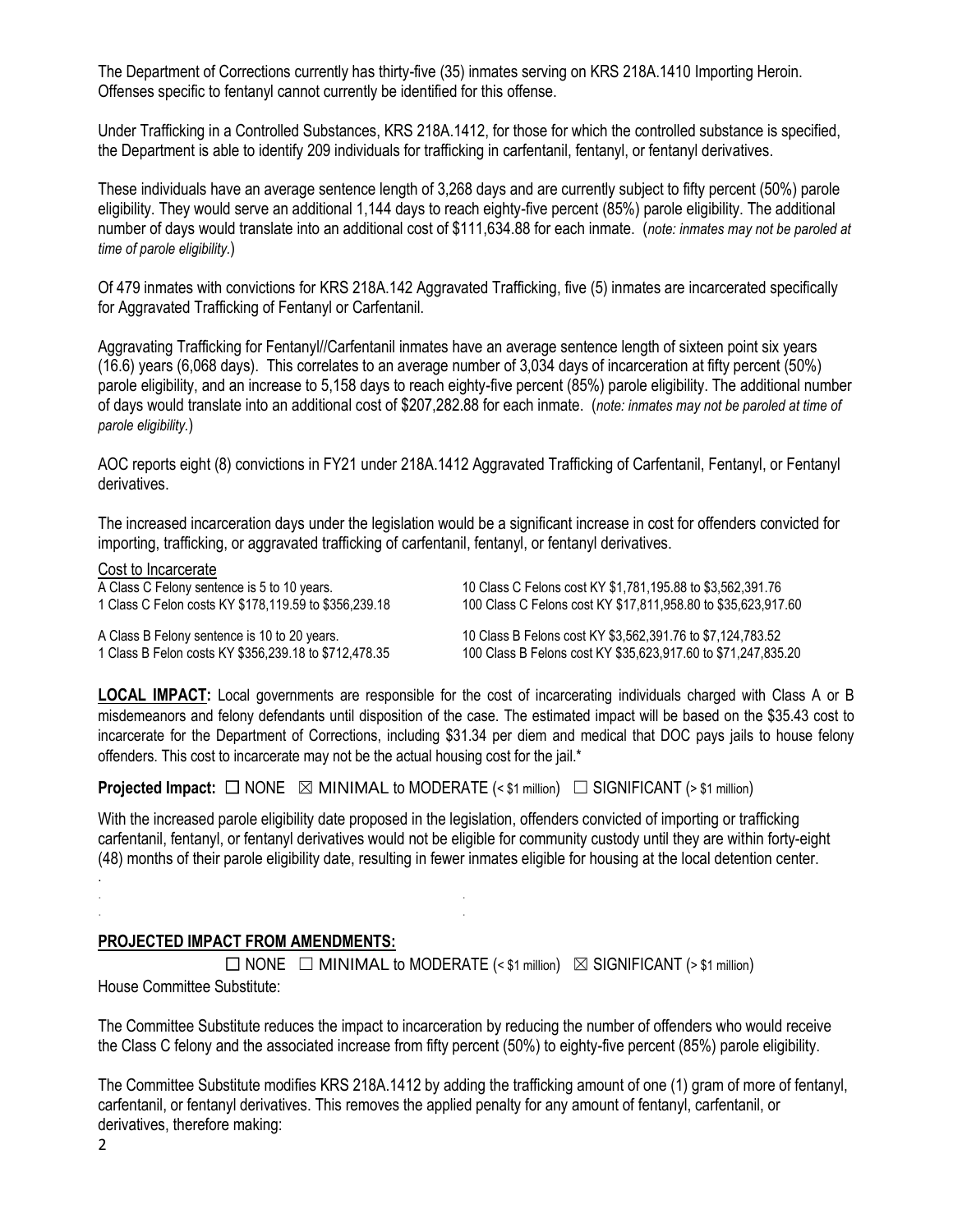The Department of Corrections currently has thirty-five (35) inmates serving on KRS 218A.1410 Importing Heroin. Offenses specific to fentanyl cannot currently be identified for this offense.

Under Trafficking in a Controlled Substances, KRS 218A.1412, for those for which the controlled substance is specified, the Department is able to identify 209 individuals for trafficking in carfentanil, fentanyl, or fentanyl derivatives.

These individuals have an average sentence length of 3,268 days and are currently subject to fifty percent (50%) parole eligibility. They would serve an additional 1,144 days to reach eighty-five percent (85%) parole eligibility. The additional number of days would translate into an additional cost of $111,634.88 for each inmate. (*note: inmates may not be paroled at time of parole eligibility.*)

Of 479 inmates with convictions for KRS 218A.142 Aggravated Trafficking, five (5) inmates are incarcerated specifically for Aggravated Trafficking of Fentanyl or Carfentanil.

Aggravating Trafficking for Fentanyl//Carfentanil inmates have an average sentence length of sixteen point six years (16.6) years (6,068 days). This correlates to an average number of 3,034 days of incarceration at fifty percent (50%) parole eligibility, and an increase to 5,158 days to reach eighty-five percent (85%) parole eligibility. The additional number of days would translate into an additional cost of $207,282.88 for each inmate. (*note: inmates may not be paroled at time of parole eligibility.*)

AOC reports eight (8) convictions in FY21 under 218A.1412 Aggravated Trafficking of Carfentanil, Fentanyl, or Fentanyl derivatives.

The increased incarceration days under the legislation would be a significant increase in cost for offenders convicted for importing, trafficking, or aggravated trafficking of carfentanil, fentanyl, or fentanyl derivatives.

Cost to Incarcerate

A Class C Felony sentence is 5 to 10 years.
1 Class C Felon costs KY $178,119.59 to $356,239.18

10 Class C Felons cost KY $1,781,195.88 to $3,562,391.76
100 Class C Felons cost KY $17,811,958.80 to $35,623,917.60

A Class B Felony sentence is 10 to 20 years.
1 Class B Felon costs KY $356,239.18 to $712,478.35

10 Class B Felons cost KY $3,562,391.76 to $7,124,783.52
100 Class B Felons cost KY $35,623,917.60 to $71,247,835.20

**LOCAL IMPACT:** Local governments are responsible for the cost of incarcerating individuals charged with Class A or B misdemeanors and felony defendants until disposition of the case. The estimated impact will be based on the $35.43 cost to incarcerate for the Department of Corrections, including $31.34 per diem and medical that DOC pays jails to house felony offenders. This cost to incarcerate may not be the actual housing cost for the jail.*

**Projected Impact:** ☐ NONE ☒ MINIMAL to MODERATE (< $1 million) ☐ SIGNIFICANT (> $1 million)

With the increased parole eligibility date proposed in the legislation, offenders convicted of importing or trafficking carfentanil, fentanyl, or fentanyl derivatives would not be eligible for community custody until they are within forty-eight (48) months of their parole eligibility date, resulting in fewer inmates eligible for housing at the local detention center.

**PROJECTED IMPACT FROM AMENDMENTS:**

☐ NONE ☐ MINIMAL to MODERATE (< $1 million) ☒ SIGNIFICANT (> $1 million)

House Committee Substitute:

The Committee Substitute reduces the impact to incarceration by reducing the number of offenders who would receive the Class C felony and the associated increase from fifty percent (50%) to eighty-five percent (85%) parole eligibility.

The Committee Substitute modifies KRS 218A.1412 by adding the trafficking amount of one (1) gram of more of fentanyl, carfentanil, or fentanyl derivatives. This removes the applied penalty for any amount of fentanyl, carfentanil, or derivatives, therefore making: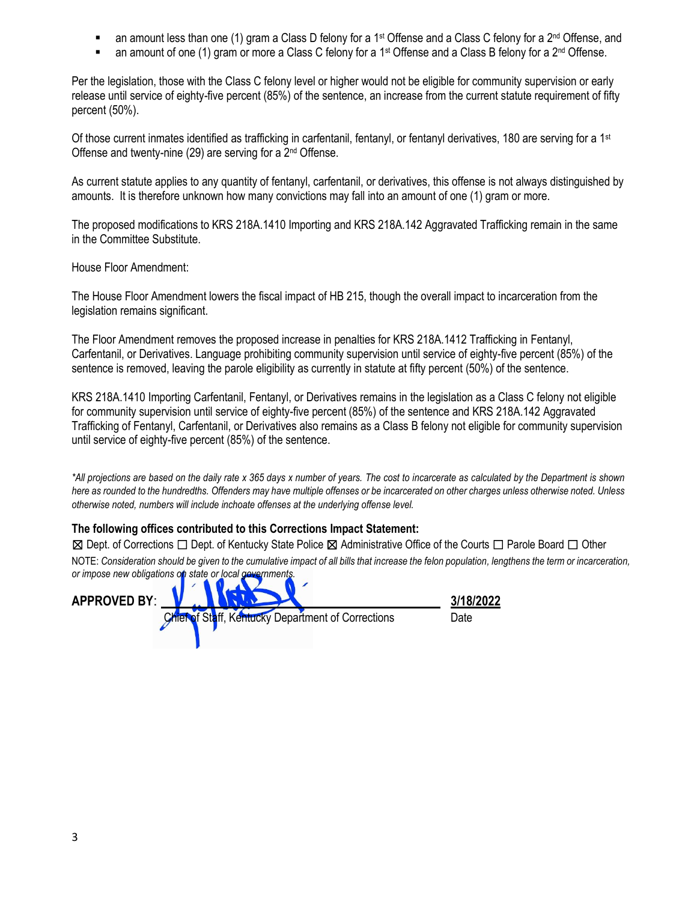- an amount less than one (1) gram a Class D felony for a 1st Offense and a Class C felony for a 2nd Offense, and
- an amount of one (1) gram or more a Class C felony for a 1st Offense and a Class B felony for a 2nd Offense.

Per the legislation, those with the Class C felony level or higher would not be eligible for community supervision or early release until service of eighty-five percent (85%) of the sentence, an increase from the current statute requirement of fifty percent (50%).

Of those current inmates identified as trafficking in carfentanil, fentanyl, or fentanyl derivatives, 180 are serving for a 1st Offense and twenty-nine (29) are serving for a 2nd Offense.

As current statute applies to any quantity of fentanyl, carfentanil, or derivatives, this offense is not always distinguished by amounts. It is therefore unknown how many convictions may fall into an amount of one (1) gram or more.

The proposed modifications to KRS 218A.1410 Importing and KRS 218A.142 Aggravated Trafficking remain in the same in the Committee Substitute.

House Floor Amendment:

The House Floor Amendment lowers the fiscal impact of HB 215, though the overall impact to incarceration from the legislation remains significant.

The Floor Amendment removes the proposed increase in penalties for KRS 218A.1412 Trafficking in Fentanyl, Carfentanil, or Derivatives. Language prohibiting community supervision until service of eighty-five percent (85%) of the sentence is removed, leaving the parole eligibility as currently in statute at fifty percent (50%) of the sentence.

KRS 218A.1410 Importing Carfentanil, Fentanyl, or Derivatives remains in the legislation as a Class C felony not eligible for community supervision until service of eighty-five percent (85%) of the sentence and KRS 218A.142 Aggravated Trafficking of Fentanyl, Carfentanil, or Derivatives also remains as a Class B felony not eligible for community supervision until service of eighty-five percent (85%) of the sentence.

*\*All projections are based on the daily rate x 365 days x number of years. The cost to incarcerate as calculated by the Department is shown here as rounded to the hundredths. Offenders may have multiple offenses or be incarcerated on other charges unless otherwise noted. Unless otherwise noted, numbers will include inchoate offenses at the underlying offense level.*

**The following offices contributed to this Corrections Impact Statement:**

☒ Dept. of Corrections ☐ Dept. of Kentucky State Police ☒ Administrative Office of the Courts ☐ Parole Board ☐ Other

NOTE: *Consideration should be given to the cumulative impact of all bills that increase the felon population, lengthens the term or incarceration, or impose new obligations on state or local governments.*

**APPROVED BY**: ______________________________ **3/18/2022**

Chief of Staff, Kentucky Department of Corrections Date